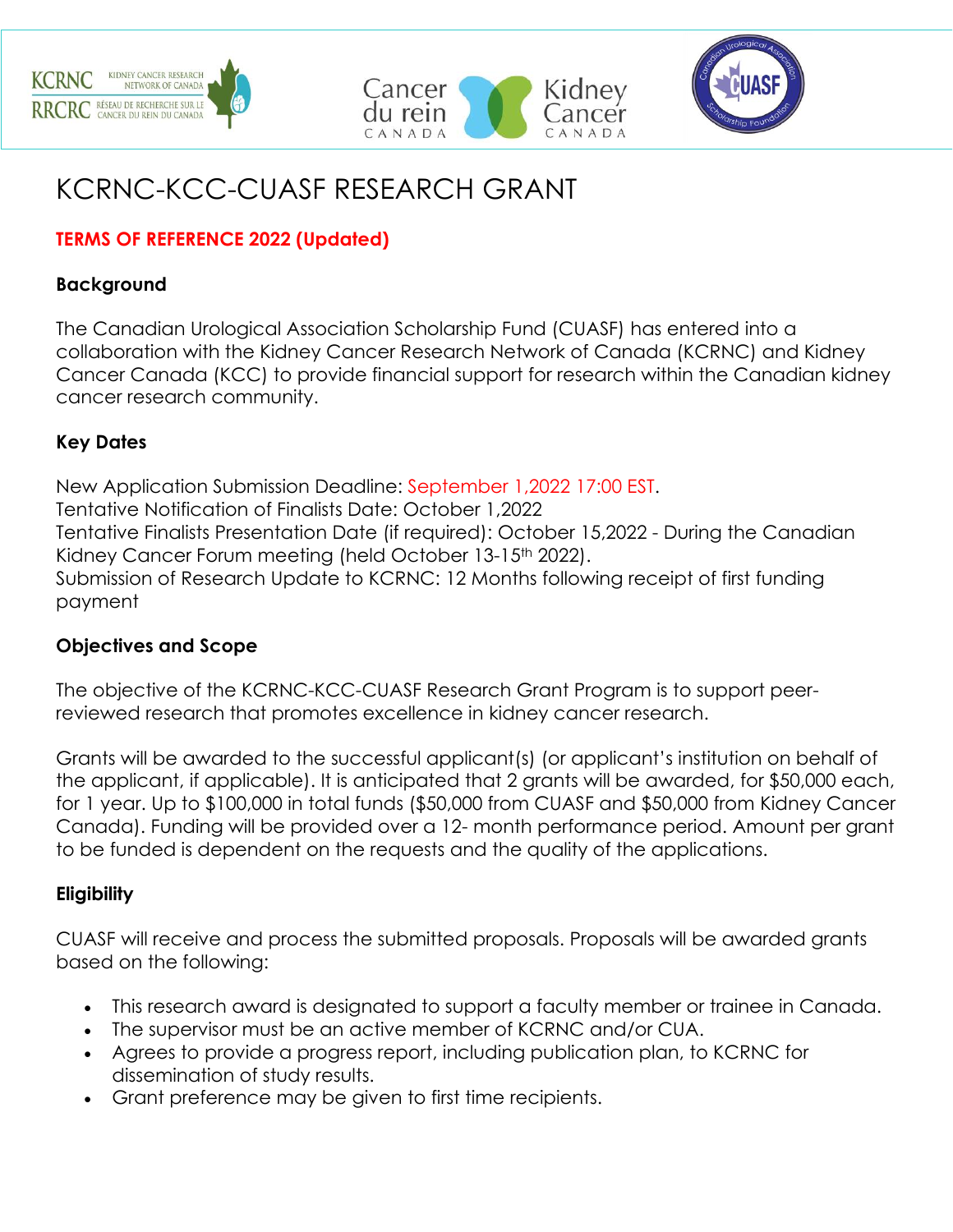# KCRNC-KCC-CUASF RESEARCH GRANT

**TERMS OF REFERENCE 2022 (Updated)**

## Background

The Canadian Urological Association Scholarship Fund (CUASF) has entered into a collaboration with the Kidney Cancer Research Network of Canada (KCRNC) and Kidney Cancer Canada (KCC) to provide financial support for research within the Canadian kidney cancer research community.

## Key Dates

New Application Submission Deadline: September 1,2022 17:00 EST.
Tentative Notification of Finalists Date: October 1,2022
Tentative Finalists Presentation Date (if required): October 15,2022 - During the Canadian Kidney Cancer Forum meeting (held October 13-15th 2022).
Submission of Research Update to KCRNC: 12 Months following receipt of first funding payment

## Objectives and Scope

The objective of the KCRNC-KCC-CUASF Research Grant Program is to support peer-reviewed research that promotes excellence in kidney cancer research.

Grants will be awarded to the successful applicant(s) (or applicant's institution on behalf of the applicant, if applicable). It is anticipated that 2 grants will be awarded, for $50,000 each, for 1 year. Up to $100,000 in total funds ($50,000 from CUASF and $50,000 from Kidney Cancer Canada). Funding will be provided over a 12- month performance period. Amount per grant to be funded is dependent on the requests and the quality of the applications.

## Eligibility

CUASF will receive and process the submitted proposals. Proposals will be awarded grants based on the following:

- This research award is designated to support a faculty member or trainee in Canada.
- The supervisor must be an active member of KCRNC and/or CUA.
- Agrees to provide a progress report, including publication plan, to KCRNC for dissemination of study results.
- Grant preference may be given to first time recipients.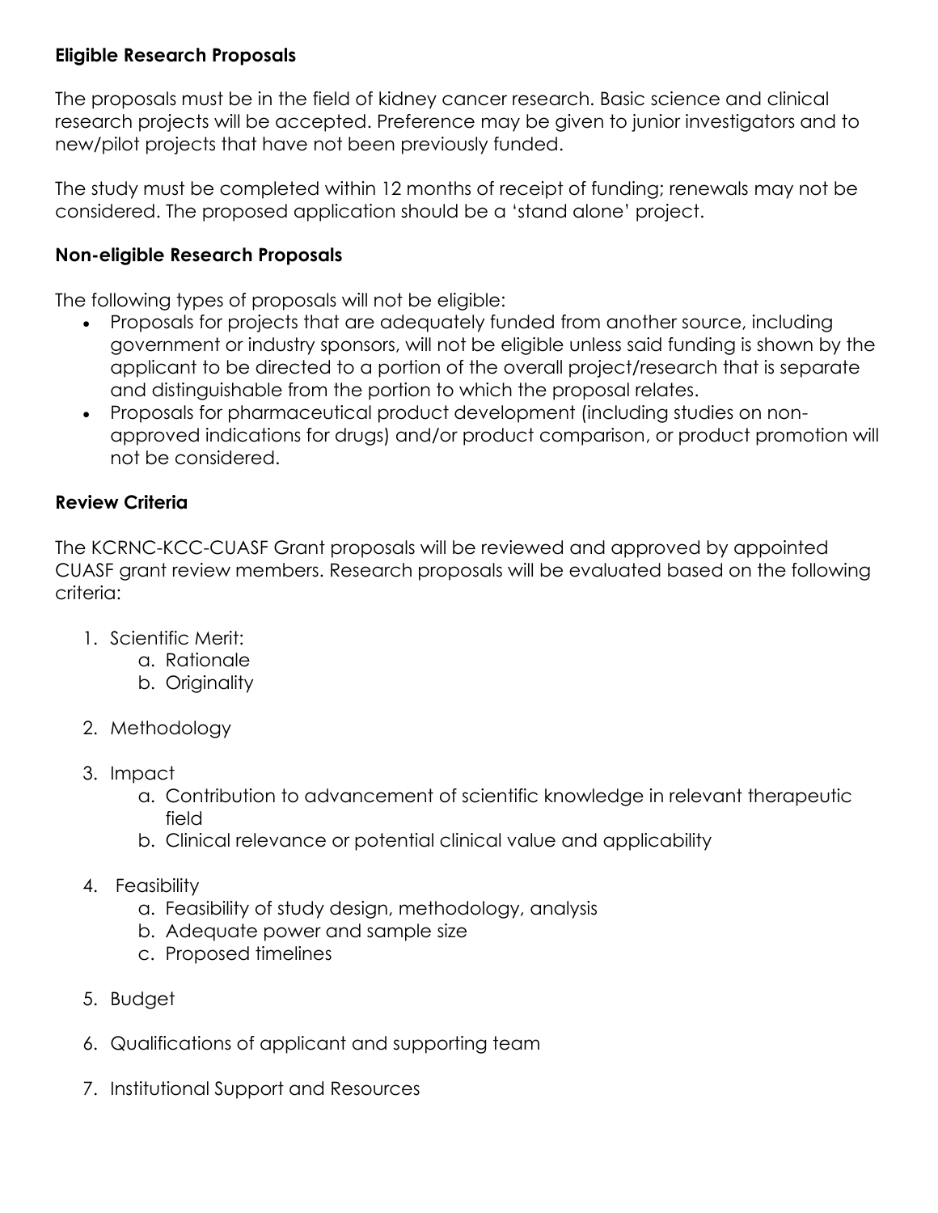**Eligible Research Proposals**

The proposals must be in the field of kidney cancer research. Basic science and clinical research projects will be accepted. Preference may be given to junior investigators and to new/pilot projects that have not been previously funded.

The study must be completed within 12 months of receipt of funding; renewals may not be considered. The proposed application should be a 'stand alone' project.

**Non-eligible Research Proposals**

The following types of proposals will not be eligible:

- Proposals for projects that are adequately funded from another source, including government or industry sponsors, will not be eligible unless said funding is shown by the applicant to be directed to a portion of the overall project/research that is separate and distinguishable from the portion to which the proposal relates.
- Proposals for pharmaceutical product development (including studies on non-approved indications for drugs) and/or product comparison, or product promotion will not be considered.

**Review Criteria**

The KCRNC-KCC-CUASF Grant proposals will be reviewed and approved by appointed CUASF grant review members. Research proposals will be evaluated based on the following criteria:

1. Scientific Merit:
   a. Rationale
   b. Originality

2. Methodology

3. Impact
   a. Contribution to advancement of scientific knowledge in relevant therapeutic field
   b. Clinical relevance or potential clinical value and applicability

4. Feasibility
   a. Feasibility of study design, methodology, analysis
   b. Adequate power and sample size
   c. Proposed timelines

5. Budget

6. Qualifications of applicant and supporting team

7. Institutional Support and Resources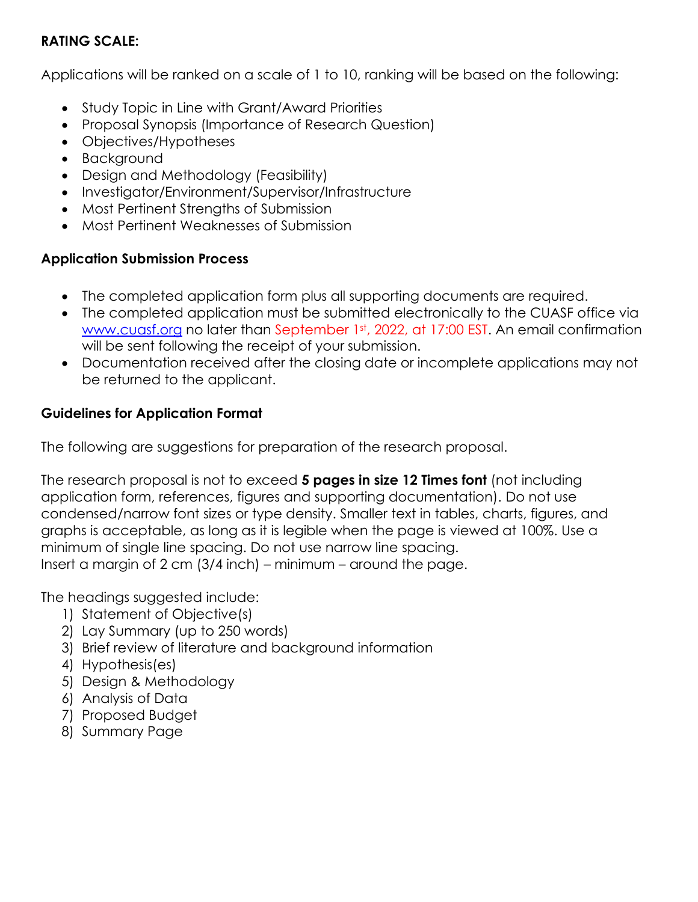**RATING SCALE:**

Applications will be ranked on a scale of 1 to 10, ranking will be based on the following:

- Study Topic in Line with Grant/Award Priorities
- Proposal Synopsis (Importance of Research Question)
- Objectives/Hypotheses
- Background
- Design and Methodology (Feasibility)
- Investigator/Environment/Supervisor/Infrastructure
- Most Pertinent Strengths of Submission
- Most Pertinent Weaknesses of Submission

**Application Submission Process**

- The completed application form plus all supporting documents are required.
- The completed application must be submitted electronically to the CUASF office via [www.cuasf.org](http://www.cuasf.org) no later than September 1st, 2022, at 17:00 EST. An email confirmation will be sent following the receipt of your submission.
- Documentation received after the closing date or incomplete applications may not be returned to the applicant.

**Guidelines for Application Format**

The following are suggestions for preparation of the research proposal.

The research proposal is not to exceed **5 pages in size 12 Times font** (not including application form, references, figures and supporting documentation). Do not use condensed/narrow font sizes or type density. Smaller text in tables, charts, figures, and graphs is acceptable, as long as it is legible when the page is viewed at 100%. Use a minimum of single line spacing. Do not use narrow line spacing.
Insert a margin of 2 cm (3/4 inch) – minimum – around the page.

The headings suggested include:

1) Statement of Objective(s)
2) Lay Summary (up to 250 words)
3) Brief review of literature and background information
4) Hypothesis(es)
5) Design & Methodology
6) Analysis of Data
7) Proposed Budget
8) Summary Page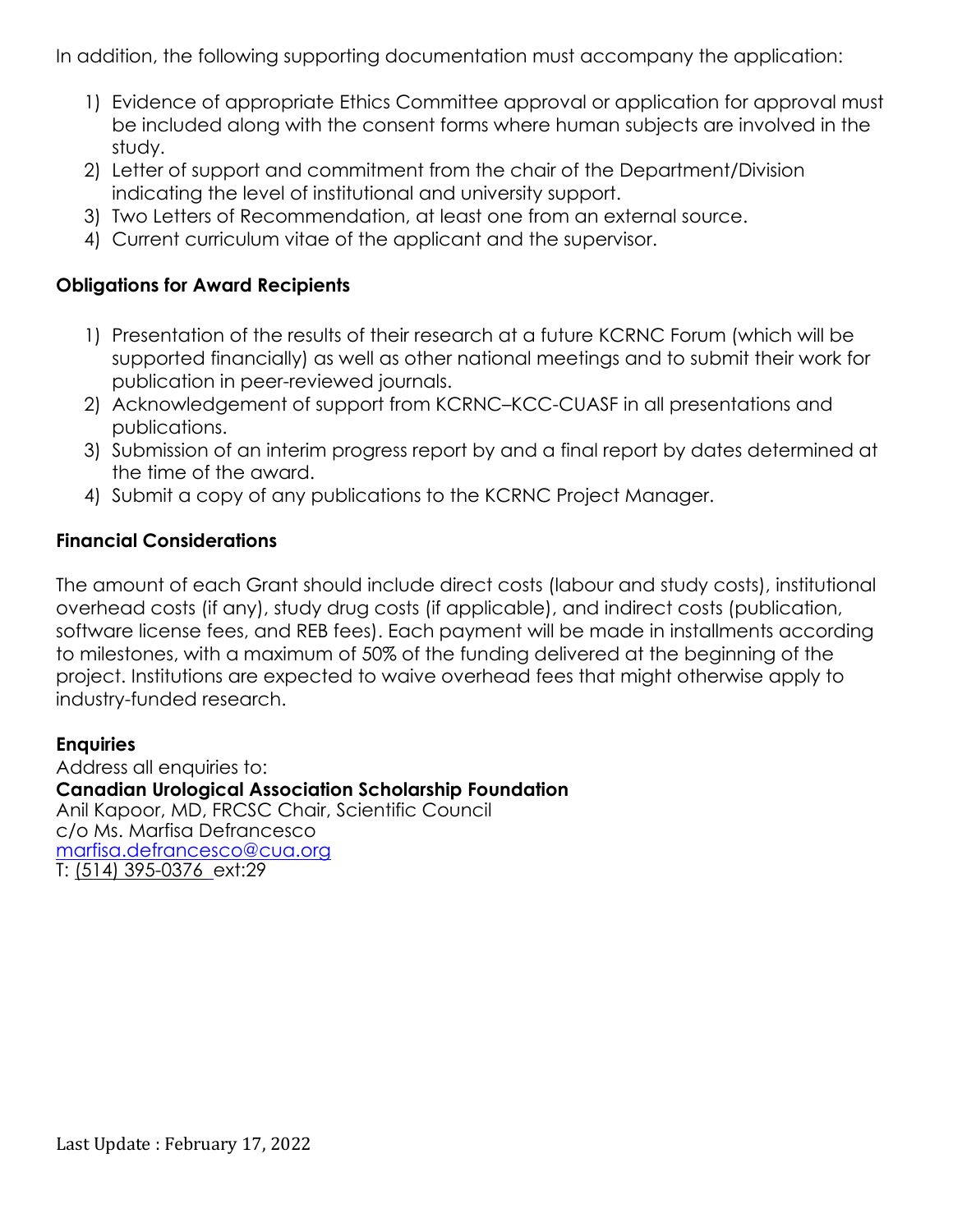In addition, the following supporting documentation must accompany the application:

1) Evidence of appropriate Ethics Committee approval or application for approval must be included along with the consent forms where human subjects are involved in the study.
2) Letter of support and commitment from the chair of the Department/Division indicating the level of institutional and university support.
3) Two Letters of Recommendation, at least one from an external source.
4) Current curriculum vitae of the applicant and the supervisor.

**Obligations for Award Recipients**

1) Presentation of the results of their research at a future KCRNC Forum (which will be supported financially) as well as other national meetings and to submit their work for publication in peer-reviewed journals.
2) Acknowledgement of support from KCRNC–KCC-CUASF in all presentations and publications.
3) Submission of an interim progress report by and a final report by dates determined at the time of the award.
4) Submit a copy of any publications to the KCRNC Project Manager.

**Financial Considerations**

The amount of each Grant should include direct costs (labour and study costs), institutional overhead costs (if any), study drug costs (if applicable), and indirect costs (publication, software license fees, and REB fees). Each payment will be made in installments according to milestones, with a maximum of 50% of the funding delivered at the beginning of the project. Institutions are expected to waive overhead fees that might otherwise apply to industry-funded research.

**Enquiries**
Address all enquiries to:
**Canadian Urological Association Scholarship Foundation**
Anil Kapoor, MD, FRCSC Chair, Scientific Council
c/o Ms. Marfisa Defrancesco
marfisa.defrancesco@cua.org
T: (514) 395-0376 ext:29

Last Update : February 17, 2022